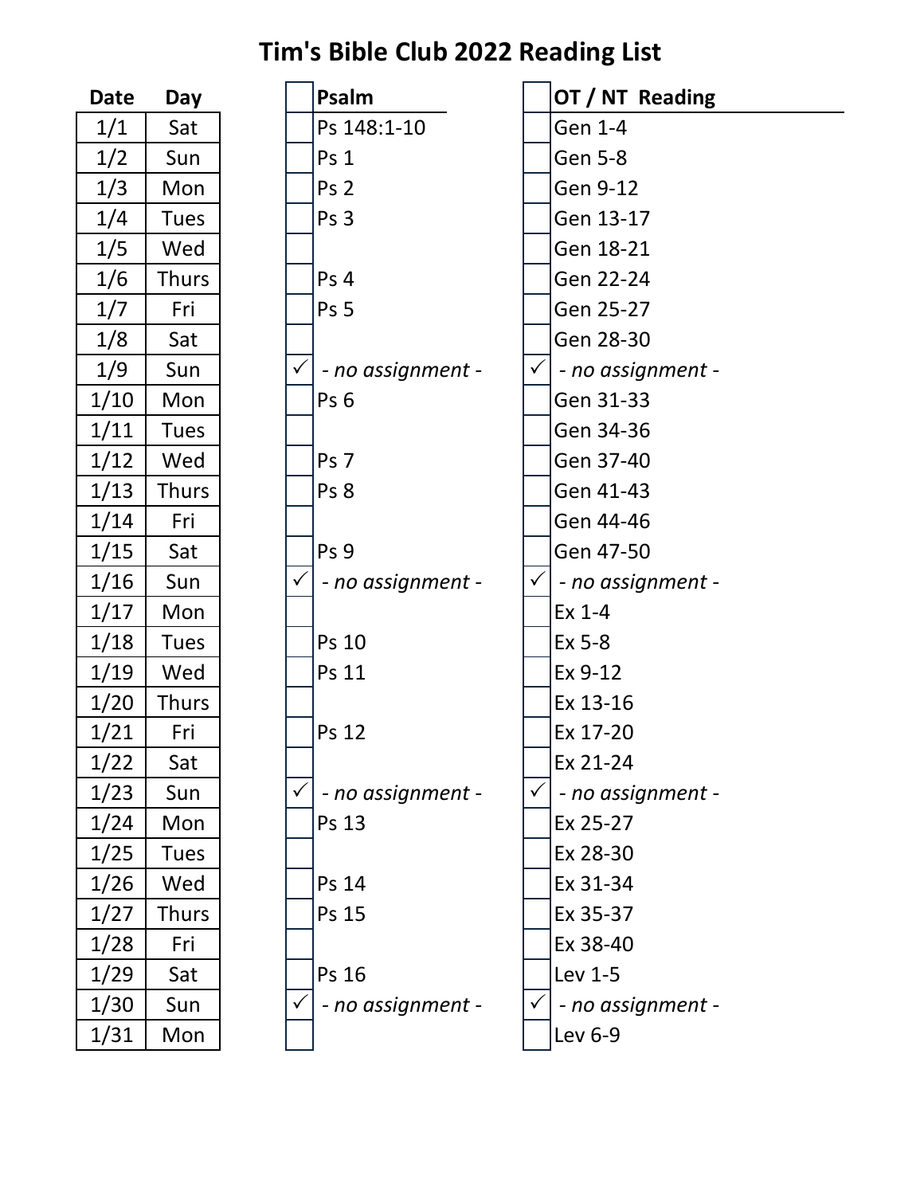# Tim's Bible Club 2022 Reading List

| Date | Day | | Psalm | | OT / NT Reading |
|---|---|---|---|---|---|
| 1/1 | Sat | | Ps 148:1-10 | | Gen 1-4 |
| 1/2 | Sun | | Ps 1 | | Gen 5-8 |
| 1/3 | Mon | | Ps 2 | | Gen 9-12 |
| 1/4 | Tues | | Ps 3 | | Gen 13-17 |
| 1/5 | Wed | | | | Gen 18-21 |
| 1/6 | Thurs | | Ps 4 | | Gen 22-24 |
| 1/7 | Fri | | Ps 5 | | Gen 25-27 |
| 1/8 | Sat | | | | Gen 28-30 |
| 1/9 | Sun | ✓ | *- no assignment -* | ✓ | *- no assignment -* |
| 1/10 | Mon | | Ps 6 | | Gen 31-33 |
| 1/11 | Tues | | | | Gen 34-36 |
| 1/12 | Wed | | Ps 7 | | Gen 37-40 |
| 1/13 | Thurs | | Ps 8 | | Gen 41-43 |
| 1/14 | Fri | | | | Gen 44-46 |
| 1/15 | Sat | | Ps 9 | | Gen 47-50 |
| 1/16 | Sun | ✓ | *- no assignment -* | ✓ | *- no assignment -* |
| 1/17 | Mon | | | | Ex 1-4 |
| 1/18 | Tues | | Ps 10 | | Ex 5-8 |
| 1/19 | Wed | | Ps 11 | | Ex 9-12 |
| 1/20 | Thurs | | | | Ex 13-16 |
| 1/21 | Fri | | Ps 12 | | Ex 17-20 |
| 1/22 | Sat | | | | Ex 21-24 |
| 1/23 | Sun | ✓ | *- no assignment -* | ✓ | *- no assignment -* |
| 1/24 | Mon | | Ps 13 | | Ex 25-27 |
| 1/25 | Tues | | | | Ex 28-30 |
| 1/26 | Wed | | Ps 14 | | Ex 31-34 |
| 1/27 | Thurs | | Ps 15 | | Ex 35-37 |
| 1/28 | Fri | | | | Ex 38-40 |
| 1/29 | Sat | | Ps 16 | | Lev 1-5 |
| 1/30 | Sun | ✓ | *- no assignment -* | ✓ | *- no assignment -* |
| 1/31 | Mon | | | | Lev 6-9 |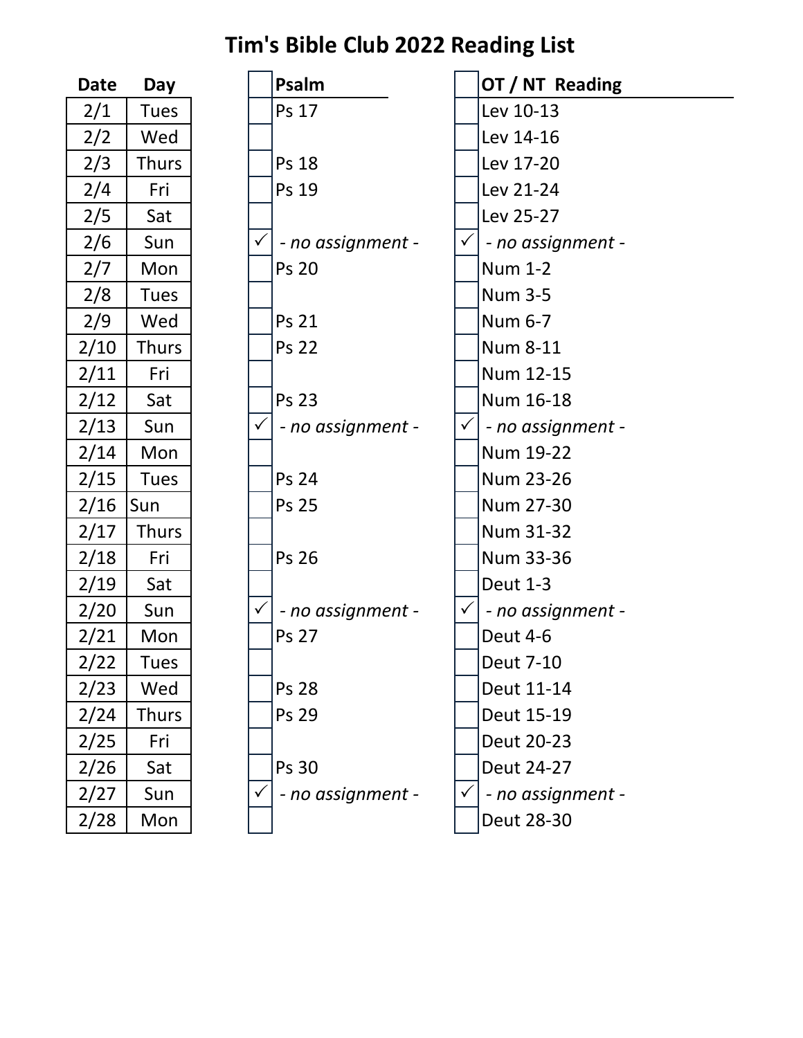# Tim's Bible Club 2022 Reading List

| Date | Day | | Psalm | | OT / NT Reading |
|---|---|---|---|---|---|
| 2/1 | Tues | | Ps 17 | | Lev 10-13 |
| 2/2 | Wed | | | | Lev 14-16 |
| 2/3 | Thurs | | Ps 18 | | Lev 17-20 |
| 2/4 | Fri | | Ps 19 | | Lev 21-24 |
| 2/5 | Sat | | | | Lev 25-27 |
| 2/6 | Sun | ✓ | *- no assignment -* | ✓ | *- no assignment -* |
| 2/7 | Mon | | Ps 20 | | Num 1-2 |
| 2/8 | Tues | | | | Num 3-5 |
| 2/9 | Wed | | Ps 21 | | Num 6-7 |
| 2/10 | Thurs | | Ps 22 | | Num 8-11 |
| 2/11 | Fri | | | | Num 12-15 |
| 2/12 | Sat | | Ps 23 | | Num 16-18 |
| 2/13 | Sun | ✓ | *- no assignment -* | ✓ | *- no assignment -* |
| 2/14 | Mon | | | | Num 19-22 |
| 2/15 | Tues | | Ps 24 | | Num 23-26 |
| 2/16 | Sun | | Ps 25 | | Num 27-30 |
| 2/17 | Thurs | | | | Num 31-32 |
| 2/18 | Fri | | Ps 26 | | Num 33-36 |
| 2/19 | Sat | | | | Deut 1-3 |
| 2/20 | Sun | ✓ | *- no assignment -* | ✓ | *- no assignment -* |
| 2/21 | Mon | | Ps 27 | | Deut 4-6 |
| 2/22 | Tues | | | | Deut 7-10 |
| 2/23 | Wed | | Ps 28 | | Deut 11-14 |
| 2/24 | Thurs | | Ps 29 | | Deut 15-19 |
| 2/25 | Fri | | | | Deut 20-23 |
| 2/26 | Sat | | Ps 30 | | Deut 24-27 |
| 2/27 | Sun | ✓ | *- no assignment -* | ✓ | *- no assignment -* |
| 2/28 | Mon | | | | Deut 28-30 |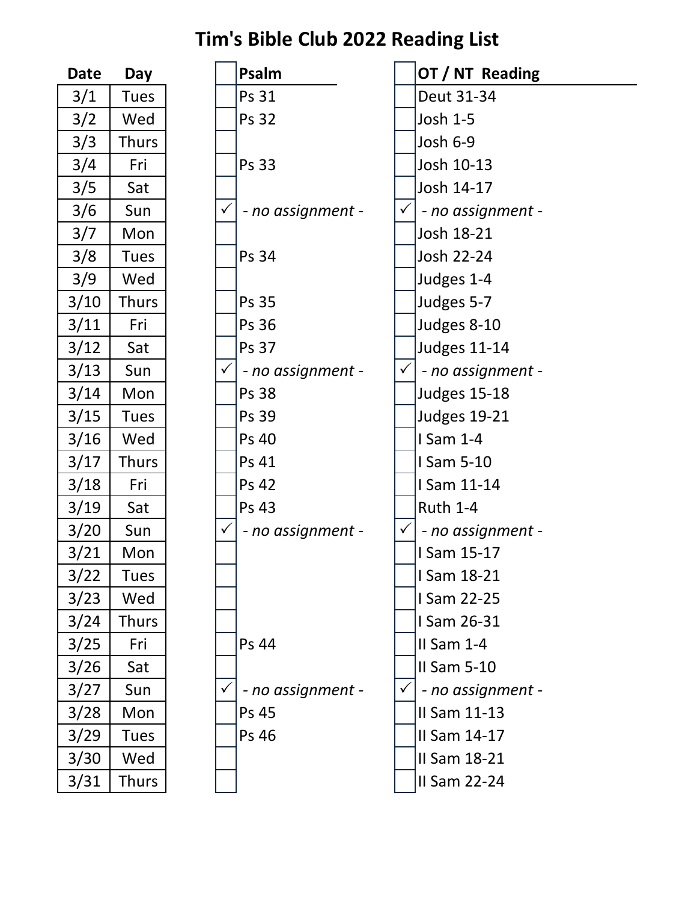# Tim's Bible Club 2022 Reading List

| Date | Day | | Psalm | | OT / NT Reading |
|---|---|---|---|---|---|
| 3/1 | Tues | | Ps 31 | | Deut 31-34 |
| 3/2 | Wed | | Ps 32 | | Josh 1-5 |
| 3/3 | Thurs | | | | Josh 6-9 |
| 3/4 | Fri | | Ps 33 | | Josh 10-13 |
| 3/5 | Sat | | | | Josh 14-17 |
| 3/6 | Sun | ✓ | *- no assignment -* | ✓ | *- no assignment -* |
| 3/7 | Mon | | | | Josh 18-21 |
| 3/8 | Tues | | Ps 34 | | Josh 22-24 |
| 3/9 | Wed | | | | Judges 1-4 |
| 3/10 | Thurs | | Ps 35 | | Judges 5-7 |
| 3/11 | Fri | | Ps 36 | | Judges 8-10 |
| 3/12 | Sat | | Ps 37 | | Judges 11-14 |
| 3/13 | Sun | ✓ | *- no assignment -* | ✓ | *- no assignment -* |
| 3/14 | Mon | | Ps 38 | | Judges 15-18 |
| 3/15 | Tues | | Ps 39 | | Judges 19-21 |
| 3/16 | Wed | | Ps 40 | | I Sam 1-4 |
| 3/17 | Thurs | | Ps 41 | | I Sam 5-10 |
| 3/18 | Fri | | Ps 42 | | I Sam 11-14 |
| 3/19 | Sat | | Ps 43 | | Ruth 1-4 |
| 3/20 | Sun | ✓ | *- no assignment -* | ✓ | *- no assignment -* |
| 3/21 | Mon | | | | I Sam 15-17 |
| 3/22 | Tues | | | | I Sam 18-21 |
| 3/23 | Wed | | | | I Sam 22-25 |
| 3/24 | Thurs | | | | I Sam 26-31 |
| 3/25 | Fri | | Ps 44 | | II Sam 1-4 |
| 3/26 | Sat | | | | II Sam 5-10 |
| 3/27 | Sun | ✓ | *- no assignment -* | ✓ | *- no assignment -* |
| 3/28 | Mon | | Ps 45 | | II Sam 11-13 |
| 3/29 | Tues | | Ps 46 | | II Sam 14-17 |
| 3/30 | Wed | | | | II Sam 18-21 |
| 3/31 | Thurs | | | | II Sam 22-24 |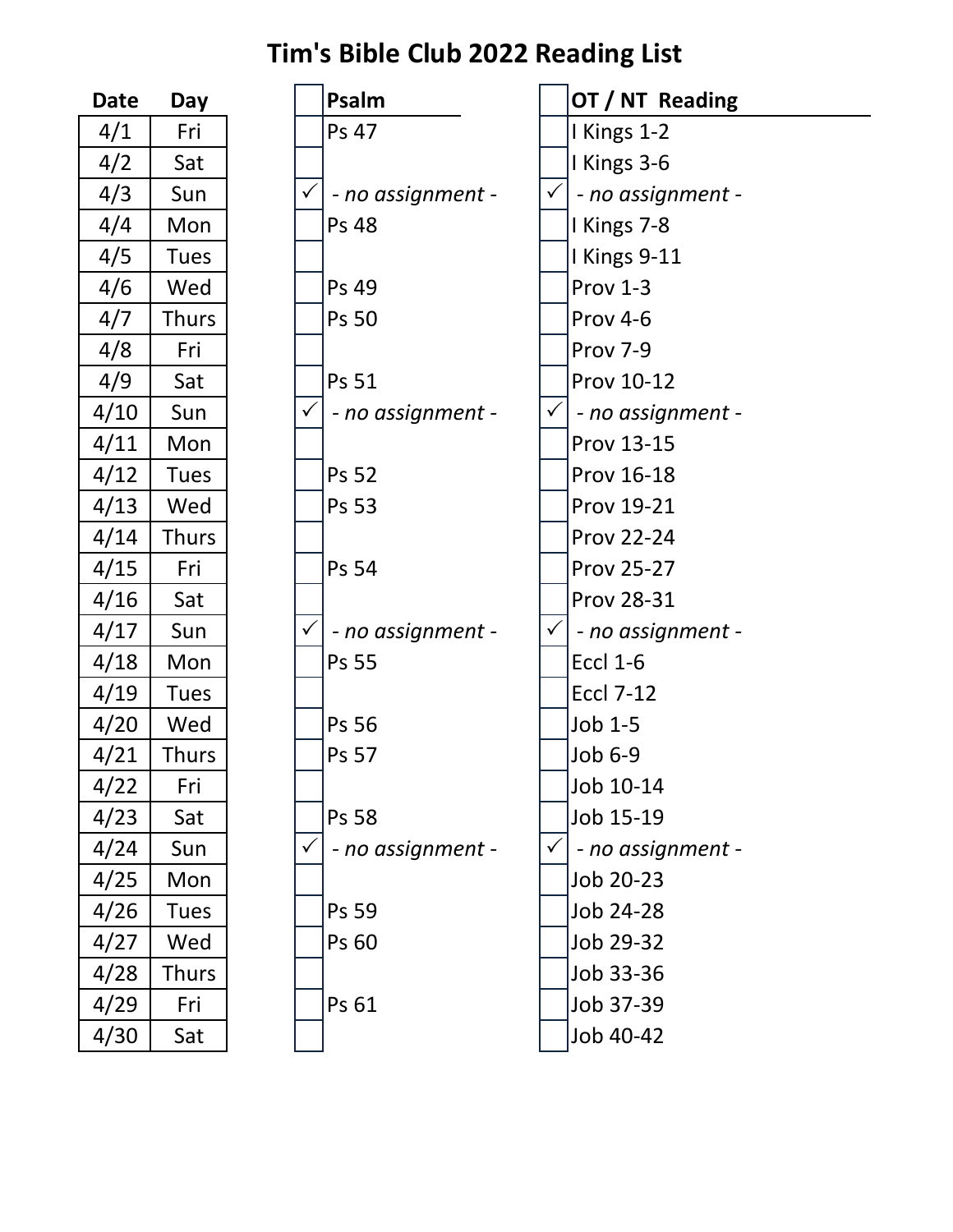# Tim's Bible Club 2022 Reading List

| Date | Day | | Psalm | | OT / NT Reading |
|---|---|---|---|---|---|
| 4/1 | Fri | | Ps 47 | | I Kings 1-2 |
| 4/2 | Sat | | | | I Kings 3-6 |
| 4/3 | Sun | ✓ | *- no assignment -* | ✓ | *- no assignment -* |
| 4/4 | Mon | | Ps 48 | | I Kings 7-8 |
| 4/5 | Tues | | | | I Kings 9-11 |
| 4/6 | Wed | | Ps 49 | | Prov 1-3 |
| 4/7 | Thurs | | Ps 50 | | Prov 4-6 |
| 4/8 | Fri | | | | Prov 7-9 |
| 4/9 | Sat | | Ps 51 | | Prov 10-12 |
| 4/10 | Sun | ✓ | *- no assignment -* | ✓ | *- no assignment -* |
| 4/11 | Mon | | | | Prov 13-15 |
| 4/12 | Tues | | Ps 52 | | Prov 16-18 |
| 4/13 | Wed | | Ps 53 | | Prov 19-21 |
| 4/14 | Thurs | | | | Prov 22-24 |
| 4/15 | Fri | | Ps 54 | | Prov 25-27 |
| 4/16 | Sat | | | | Prov 28-31 |
| 4/17 | Sun | ✓ | *- no assignment -* | ✓ | *- no assignment -* |
| 4/18 | Mon | | Ps 55 | | Eccl 1-6 |
| 4/19 | Tues | | | | Eccl 7-12 |
| 4/20 | Wed | | Ps 56 | | Job 1-5 |
| 4/21 | Thurs | | Ps 57 | | Job 6-9 |
| 4/22 | Fri | | | | Job 10-14 |
| 4/23 | Sat | | Ps 58 | | Job 15-19 |
| 4/24 | Sun | ✓ | *- no assignment -* | ✓ | *- no assignment -* |
| 4/25 | Mon | | | | Job 20-23 |
| 4/26 | Tues | | Ps 59 | | Job 24-28 |
| 4/27 | Wed | | Ps 60 | | Job 29-32 |
| 4/28 | Thurs | | | | Job 33-36 |
| 4/29 | Fri | | Ps 61 | | Job 37-39 |
| 4/30 | Sat | | | | Job 40-42 |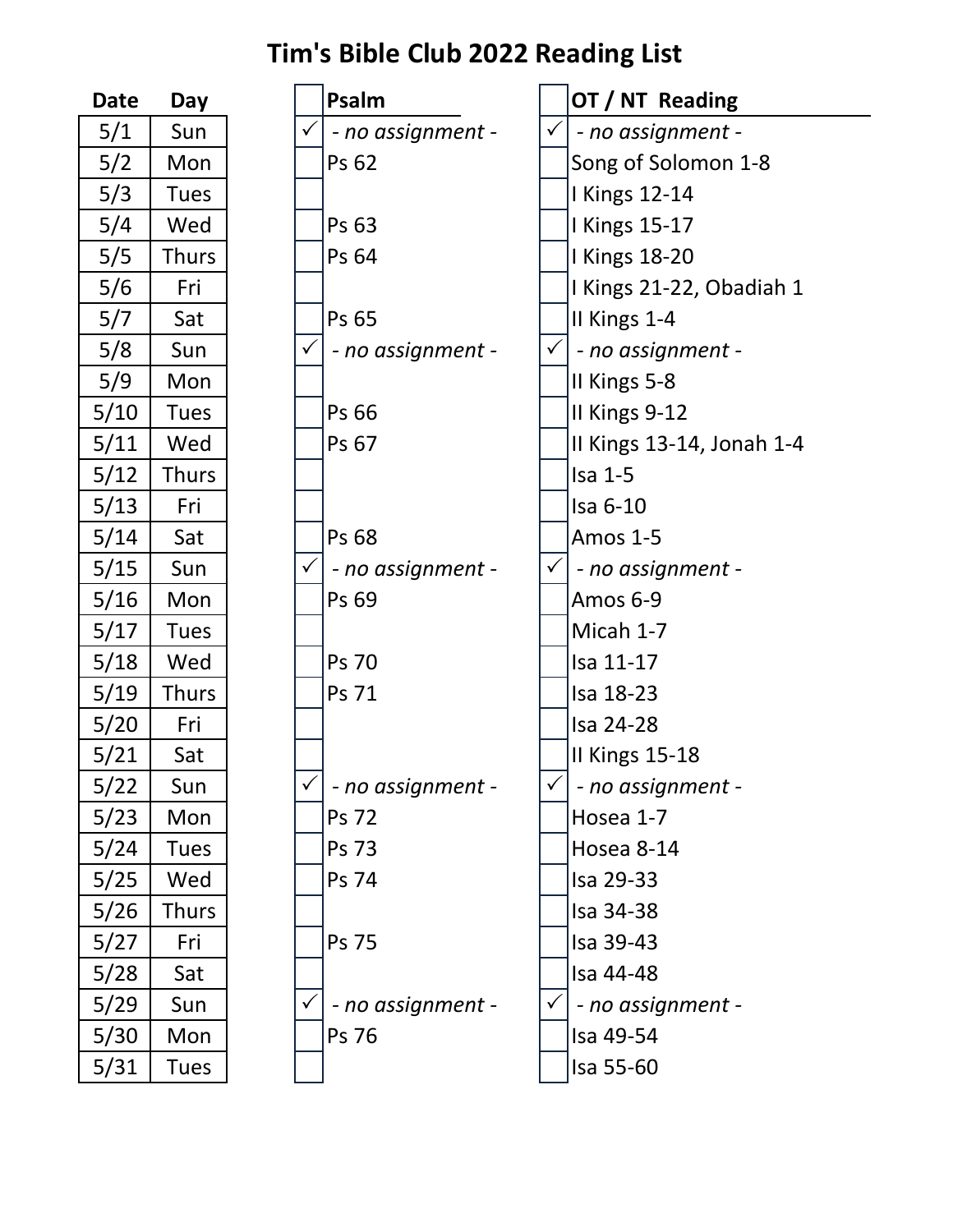# Tim's Bible Club 2022 Reading List

| Date | Day | | Psalm | | OT / NT Reading |
|---|---|---|---|---|---|
| 5/1 | Sun | ✓ | *- no assignment -* | ✓ | *- no assignment -* |
| 5/2 | Mon | | Ps 62 | | Song of Solomon 1-8 |
| 5/3 | Tues | | | | I Kings 12-14 |
| 5/4 | Wed | | Ps 63 | | I Kings 15-17 |
| 5/5 | Thurs | | Ps 64 | | I Kings 18-20 |
| 5/6 | Fri | | | | I Kings 21-22, Obadiah 1 |
| 5/7 | Sat | | Ps 65 | | II Kings 1-4 |
| 5/8 | Sun | ✓ | *- no assignment -* | ✓ | *- no assignment -* |
| 5/9 | Mon | | | | II Kings 5-8 |
| 5/10 | Tues | | Ps 66 | | II Kings 9-12 |
| 5/11 | Wed | | Ps 67 | | II Kings 13-14, Jonah 1-4 |
| 5/12 | Thurs | | | | Isa 1-5 |
| 5/13 | Fri | | | | Isa 6-10 |
| 5/14 | Sat | | Ps 68 | | Amos 1-5 |
| 5/15 | Sun | ✓ | *- no assignment -* | ✓ | *- no assignment -* |
| 5/16 | Mon | | Ps 69 | | Amos 6-9 |
| 5/17 | Tues | | | | Micah 1-7 |
| 5/18 | Wed | | Ps 70 | | Isa 11-17 |
| 5/19 | Thurs | | Ps 71 | | Isa 18-23 |
| 5/20 | Fri | | | | Isa 24-28 |
| 5/21 | Sat | | | | II Kings 15-18 |
| 5/22 | Sun | ✓ | *- no assignment -* | ✓ | *- no assignment -* |
| 5/23 | Mon | | Ps 72 | | Hosea 1-7 |
| 5/24 | Tues | | Ps 73 | | Hosea 8-14 |
| 5/25 | Wed | | Ps 74 | | Isa 29-33 |
| 5/26 | Thurs | | | | Isa 34-38 |
| 5/27 | Fri | | Ps 75 | | Isa 39-43 |
| 5/28 | Sat | | | | Isa 44-48 |
| 5/29 | Sun | ✓ | *- no assignment -* | ✓ | *- no assignment -* |
| 5/30 | Mon | | Ps 76 | | Isa 49-54 |
| 5/31 | Tues | | | | Isa 55-60 |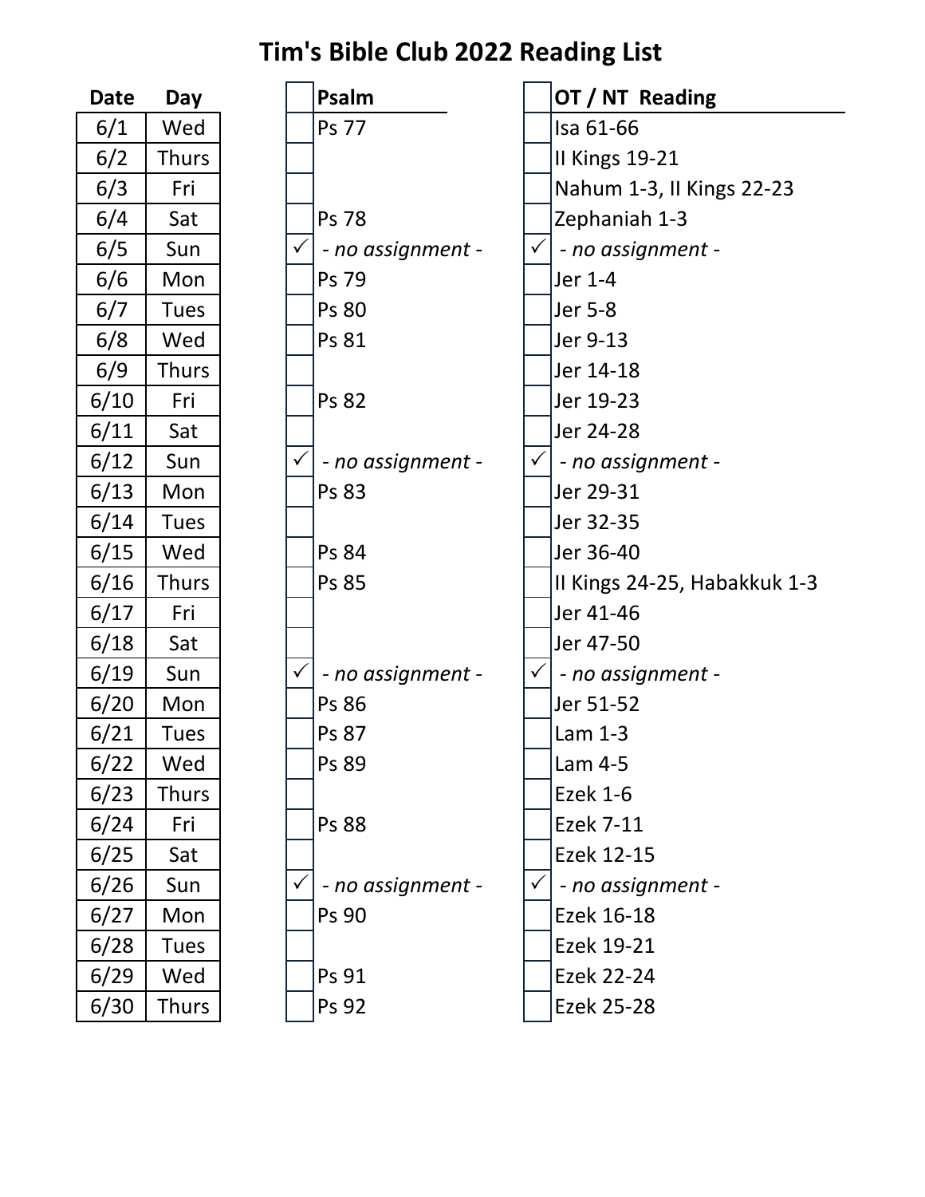# Tim's Bible Club 2022 Reading List

| Date | Day | | Psalm | | OT / NT Reading |
|---|---|---|---|---|---|
| 6/1 | Wed | | Ps 77 | | Isa 61-66 |
| 6/2 | Thurs | | | | II Kings 19-21 |
| 6/3 | Fri | | | | Nahum 1-3, II Kings 22-23 |
| 6/4 | Sat | | Ps 78 | | Zephaniah 1-3 |
| 6/5 | Sun | ✓ | *- no assignment -* | ✓ | *- no assignment -* |
| 6/6 | Mon | | Ps 79 | | Jer 1-4 |
| 6/7 | Tues | | Ps 80 | | Jer 5-8 |
| 6/8 | Wed | | Ps 81 | | Jer 9-13 |
| 6/9 | Thurs | | | | Jer 14-18 |
| 6/10 | Fri | | Ps 82 | | Jer 19-23 |
| 6/11 | Sat | | | | Jer 24-28 |
| 6/12 | Sun | ✓ | *- no assignment -* | ✓ | *- no assignment -* |
| 6/13 | Mon | | Ps 83 | | Jer 29-31 |
| 6/14 | Tues | | | | Jer 32-35 |
| 6/15 | Wed | | Ps 84 | | Jer 36-40 |
| 6/16 | Thurs | | Ps 85 | | II Kings 24-25, Habakkuk 1-3 |
| 6/17 | Fri | | | | Jer 41-46 |
| 6/18 | Sat | | | | Jer 47-50 |
| 6/19 | Sun | ✓ | *- no assignment -* | ✓ | *- no assignment -* |
| 6/20 | Mon | | Ps 86 | | Jer 51-52 |
| 6/21 | Tues | | Ps 87 | | Lam 1-3 |
| 6/22 | Wed | | Ps 89 | | Lam 4-5 |
| 6/23 | Thurs | | | | Ezek 1-6 |
| 6/24 | Fri | | Ps 88 | | Ezek 7-11 |
| 6/25 | Sat | | | | Ezek 12-15 |
| 6/26 | Sun | ✓ | *- no assignment -* | ✓ | *- no assignment -* |
| 6/27 | Mon | | Ps 90 | | Ezek 16-18 |
| 6/28 | Tues | | | | Ezek 19-21 |
| 6/29 | Wed | | Ps 91 | | Ezek 22-24 |
| 6/30 | Thurs | | Ps 92 | | Ezek 25-28 |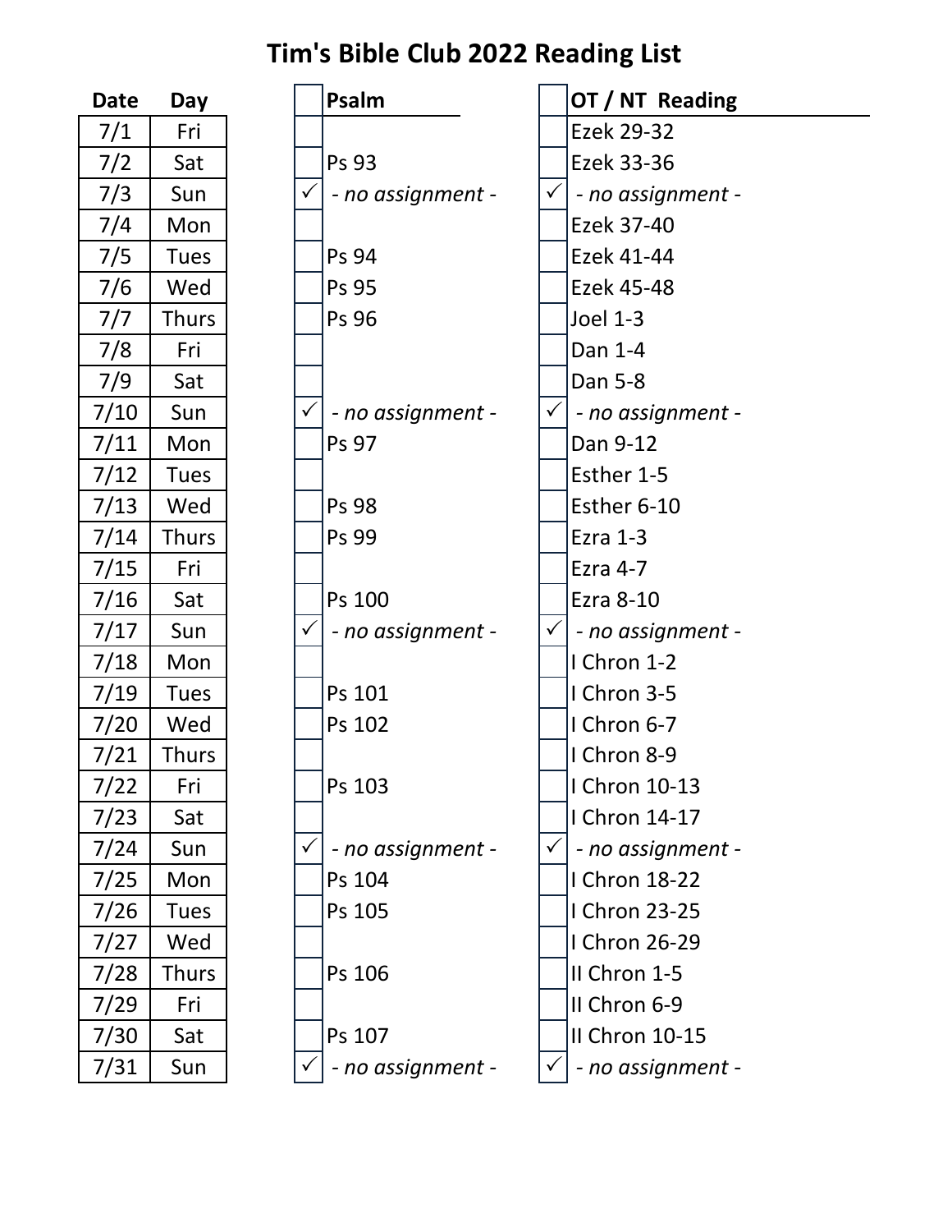# Tim's Bible Club 2022 Reading List

| Date | Day | | Psalm | | OT / NT Reading |
|---|---|---|---|---|---|
| 7/1 | Fri | | | | Ezek 29-32 |
| 7/2 | Sat | | Ps 93 | | Ezek 33-36 |
| 7/3 | Sun | ✓ | *- no assignment -* | ✓ | *- no assignment -* |
| 7/4 | Mon | | | | Ezek 37-40 |
| 7/5 | Tues | | Ps 94 | | Ezek 41-44 |
| 7/6 | Wed | | Ps 95 | | Ezek 45-48 |
| 7/7 | Thurs | | Ps 96 | | Joel 1-3 |
| 7/8 | Fri | | | | Dan 1-4 |
| 7/9 | Sat | | | | Dan 5-8 |
| 7/10 | Sun | ✓ | *- no assignment -* | ✓ | *- no assignment -* |
| 7/11 | Mon | | Ps 97 | | Dan 9-12 |
| 7/12 | Tues | | | | Esther 1-5 |
| 7/13 | Wed | | Ps 98 | | Esther 6-10 |
| 7/14 | Thurs | | Ps 99 | | Ezra 1-3 |
| 7/15 | Fri | | | | Ezra 4-7 |
| 7/16 | Sat | | Ps 100 | | Ezra 8-10 |
| 7/17 | Sun | ✓ | *- no assignment -* | ✓ | *- no assignment -* |
| 7/18 | Mon | | | | I Chron 1-2 |
| 7/19 | Tues | | Ps 101 | | I Chron 3-5 |
| 7/20 | Wed | | Ps 102 | | I Chron 6-7 |
| 7/21 | Thurs | | | | I Chron 8-9 |
| 7/22 | Fri | | Ps 103 | | I Chron 10-13 |
| 7/23 | Sat | | | | I Chron 14-17 |
| 7/24 | Sun | ✓ | *- no assignment -* | ✓ | *- no assignment -* |
| 7/25 | Mon | | Ps 104 | | I Chron 18-22 |
| 7/26 | Tues | | Ps 105 | | I Chron 23-25 |
| 7/27 | Wed | | | | I Chron 26-29 |
| 7/28 | Thurs | | Ps 106 | | II Chron 1-5 |
| 7/29 | Fri | | | | II Chron 6-9 |
| 7/30 | Sat | | Ps 107 | | II Chron 10-15 |
| 7/31 | Sun | ✓ | *- no assignment -* | ✓ | *- no assignment -* |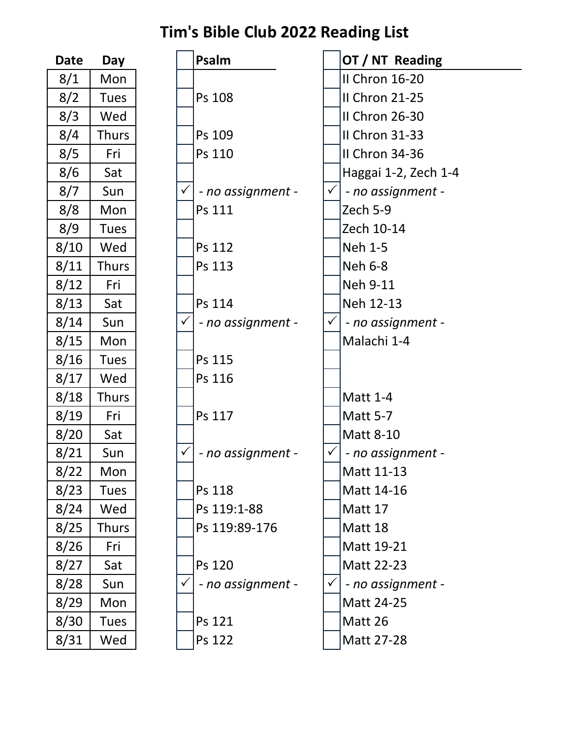# Tim's Bible Club 2022 Reading List

| Date | Day | | Psalm | | OT / NT Reading |
|---|---|---|---|---|---|
| 8/1 | Mon | | | | II Chron 16-20 |
| 8/2 | Tues | | Ps 108 | | II Chron 21-25 |
| 8/3 | Wed | | | | II Chron 26-30 |
| 8/4 | Thurs | | Ps 109 | | II Chron 31-33 |
| 8/5 | Fri | | Ps 110 | | II Chron 34-36 |
| 8/6 | Sat | | | | Haggai 1-2, Zech 1-4 |
| 8/7 | Sun | ✓ | *- no assignment -* | ✓ | *- no assignment -* |
| 8/8 | Mon | | Ps 111 | | Zech 5-9 |
| 8/9 | Tues | | | | Zech 10-14 |
| 8/10 | Wed | | Ps 112 | | Neh 1-5 |
| 8/11 | Thurs | | Ps 113 | | Neh 6-8 |
| 8/12 | Fri | | | | Neh 9-11 |
| 8/13 | Sat | | Ps 114 | | Neh 12-13 |
| 8/14 | Sun | ✓ | *- no assignment -* | ✓ | *- no assignment -* |
| 8/15 | Mon | | | | Malachi 1-4 |
| 8/16 | Tues | | Ps 115 | | |
| 8/17 | Wed | | Ps 116 | | |
| 8/18 | Thurs | | | | Matt 1-4 |
| 8/19 | Fri | | Ps 117 | | Matt 5-7 |
| 8/20 | Sat | | | | Matt 8-10 |
| 8/21 | Sun | ✓ | *- no assignment -* | ✓ | *- no assignment -* |
| 8/22 | Mon | | | | Matt 11-13 |
| 8/23 | Tues | | Ps 118 | | Matt 14-16 |
| 8/24 | Wed | | Ps 119:1-88 | | Matt 17 |
| 8/25 | Thurs | | Ps 119:89-176 | | Matt 18 |
| 8/26 | Fri | | | | Matt 19-21 |
| 8/27 | Sat | | Ps 120 | | Matt 22-23 |
| 8/28 | Sun | ✓ | *- no assignment -* | ✓ | *- no assignment -* |
| 8/29 | Mon | | | | Matt 24-25 |
| 8/30 | Tues | | Ps 121 | | Matt 26 |
| 8/31 | Wed | | Ps 122 | | Matt 27-28 |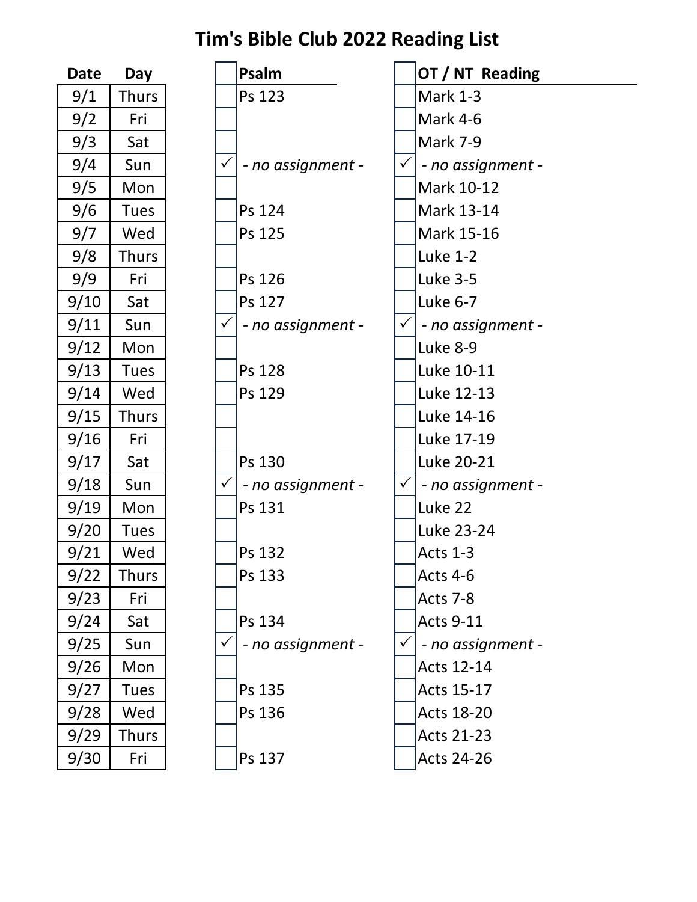# Tim's Bible Club 2022 Reading List

| Date | Day | | Psalm | | OT / NT Reading |
|---|---|---|---|---|---|
| 9/1 | Thurs | | Ps 123 | | Mark 1-3 |
| 9/2 | Fri | | | | Mark 4-6 |
| 9/3 | Sat | | | | Mark 7-9 |
| 9/4 | Sun | ✓ | *- no assignment -* | ✓ | *- no assignment -* |
| 9/5 | Mon | | | | Mark 10-12 |
| 9/6 | Tues | | Ps 124 | | Mark 13-14 |
| 9/7 | Wed | | Ps 125 | | Mark 15-16 |
| 9/8 | Thurs | | | | Luke 1-2 |
| 9/9 | Fri | | Ps 126 | | Luke 3-5 |
| 9/10 | Sat | | Ps 127 | | Luke 6-7 |
| 9/11 | Sun | ✓ | *- no assignment -* | ✓ | *- no assignment -* |
| 9/12 | Mon | | | | Luke 8-9 |
| 9/13 | Tues | | Ps 128 | | Luke 10-11 |
| 9/14 | Wed | | Ps 129 | | Luke 12-13 |
| 9/15 | Thurs | | | | Luke 14-16 |
| 9/16 | Fri | | | | Luke 17-19 |
| 9/17 | Sat | | Ps 130 | | Luke 20-21 |
| 9/18 | Sun | ✓ | *- no assignment -* | ✓ | *- no assignment -* |
| 9/19 | Mon | | Ps 131 | | Luke 22 |
| 9/20 | Tues | | | | Luke 23-24 |
| 9/21 | Wed | | Ps 132 | | Acts 1-3 |
| 9/22 | Thurs | | Ps 133 | | Acts 4-6 |
| 9/23 | Fri | | | | Acts 7-8 |
| 9/24 | Sat | | Ps 134 | | Acts 9-11 |
| 9/25 | Sun | ✓ | *- no assignment -* | ✓ | *- no assignment -* |
| 9/26 | Mon | | | | Acts 12-14 |
| 9/27 | Tues | | Ps 135 | | Acts 15-17 |
| 9/28 | Wed | | Ps 136 | | Acts 18-20 |
| 9/29 | Thurs | | | | Acts 21-23 |
| 9/30 | Fri | | Ps 137 | | Acts 24-26 |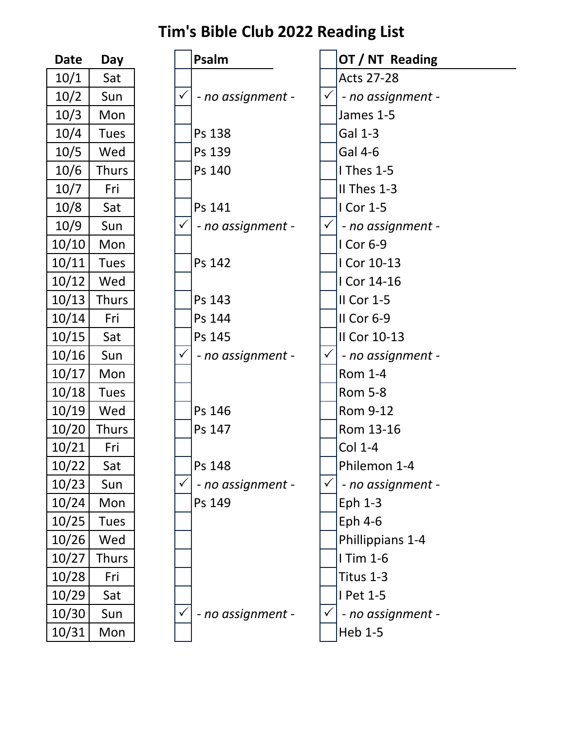# Tim's Bible Club 2022 Reading List

| Date | Day | | Psalm | | OT / NT Reading |
|---|---|---|---|---|---|
| 10/1 | Sat | | | | Acts 27-28 |
| 10/2 | Sun | ✓ | *- no assignment -* | ✓ | *- no assignment -* |
| 10/3 | Mon | | | | James 1-5 |
| 10/4 | Tues | | Ps 138 | | Gal 1-3 |
| 10/5 | Wed | | Ps 139 | | Gal 4-6 |
| 10/6 | Thurs | | Ps 140 | | I Thes 1-5 |
| 10/7 | Fri | | | | II Thes 1-3 |
| 10/8 | Sat | | Ps 141 | | I Cor 1-5 |
| 10/9 | Sun | ✓ | *- no assignment -* | ✓ | *- no assignment -* |
| 10/10 | Mon | | | | I Cor 6-9 |
| 10/11 | Tues | | Ps 142 | | I Cor 10-13 |
| 10/12 | Wed | | | | I Cor 14-16 |
| 10/13 | Thurs | | Ps 143 | | II Cor 1-5 |
| 10/14 | Fri | | Ps 144 | | II Cor 6-9 |
| 10/15 | Sat | | Ps 145 | | II Cor 10-13 |
| 10/16 | Sun | ✓ | *- no assignment -* | ✓ | *- no assignment -* |
| 10/17 | Mon | | | | Rom 1-4 |
| 10/18 | Tues | | | | Rom 5-8 |
| 10/19 | Wed | | Ps 146 | | Rom 9-12 |
| 10/20 | Thurs | | Ps 147 | | Rom 13-16 |
| 10/21 | Fri | | | | Col 1-4 |
| 10/22 | Sat | | Ps 148 | | Philemon 1-4 |
| 10/23 | Sun | ✓ | *- no assignment -* | ✓ | *- no assignment -* |
| 10/24 | Mon | | Ps 149 | | Eph 1-3 |
| 10/25 | Tues | | | | Eph 4-6 |
| 10/26 | Wed | | | | Phillippians 1-4 |
| 10/27 | Thurs | | | | I Tim 1-6 |
| 10/28 | Fri | | | | Titus 1-3 |
| 10/29 | Sat | | | | I Pet 1-5 |
| 10/30 | Sun | ✓ | *- no assignment -* | ✓ | *- no assignment -* |
| 10/31 | Mon | | | | Heb 1-5 |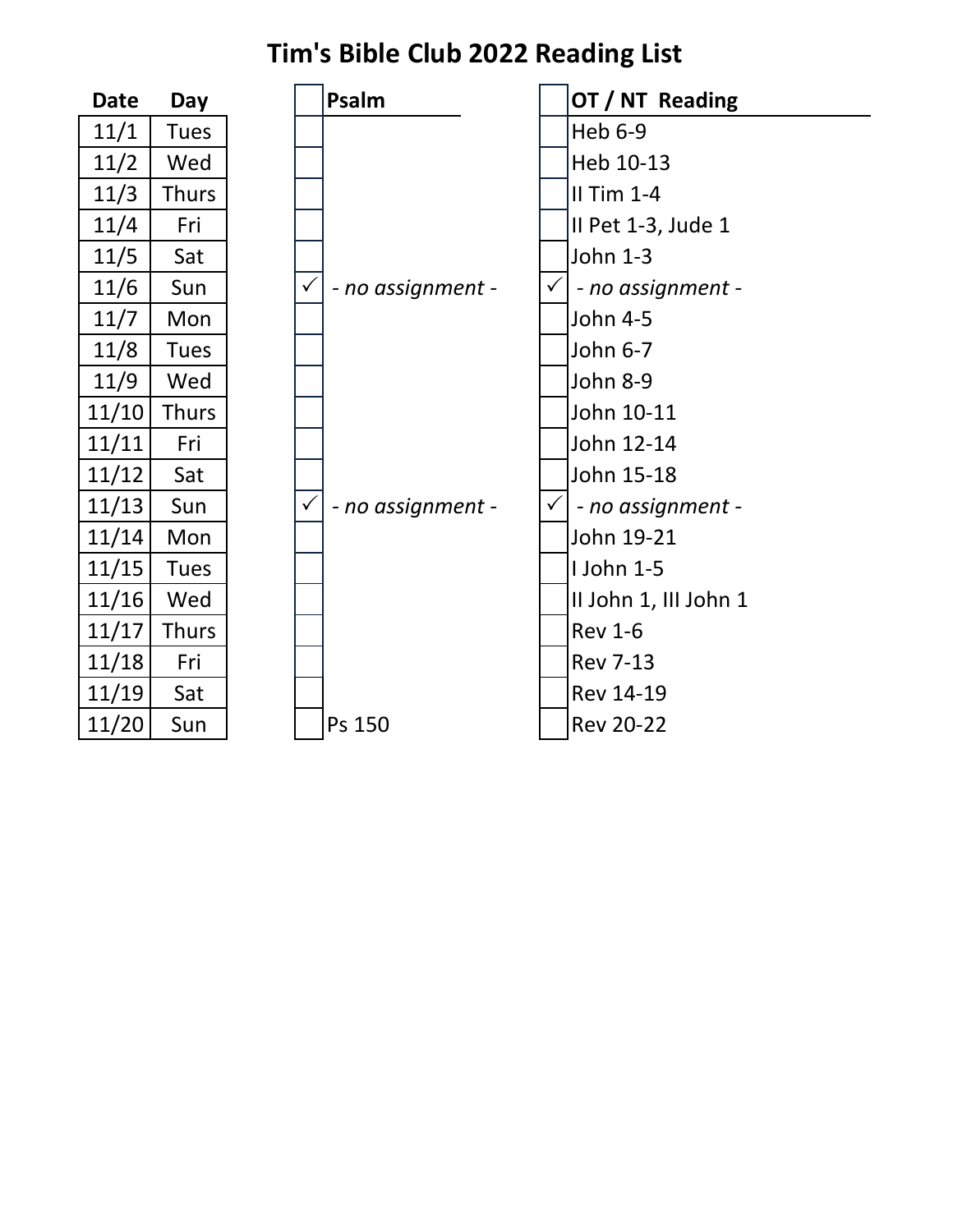# Tim's Bible Club 2022 Reading List

| Date | Day | | Psalm | | OT / NT Reading |
|---|---|---|---|---|---|
| 11/1 | Tues | | | | Heb 6-9 |
| 11/2 | Wed | | | | Heb 10-13 |
| 11/3 | Thurs | | | | II Tim 1-4 |
| 11/4 | Fri | | | | II Pet 1-3, Jude 1 |
| 11/5 | Sat | | | | John 1-3 |
| 11/6 | Sun | ✓ | *- no assignment -* | ✓ | *- no assignment -* |
| 11/7 | Mon | | | | John 4-5 |
| 11/8 | Tues | | | | John 6-7 |
| 11/9 | Wed | | | | John 8-9 |
| 11/10 | Thurs | | | | John 10-11 |
| 11/11 | Fri | | | | John 12-14 |
| 11/12 | Sat | | | | John 15-18 |
| 11/13 | Sun | ✓ | *- no assignment -* | ✓ | *- no assignment -* |
| 11/14 | Mon | | | | John 19-21 |
| 11/15 | Tues | | | | I John 1-5 |
| 11/16 | Wed | | | | II John 1, III John 1 |
| 11/17 | Thurs | | | | Rev 1-6 |
| 11/18 | Fri | | | | Rev 7-13 |
| 11/19 | Sat | | | | Rev 14-19 |
| 11/20 | Sun | | Ps 150 | | Rev 20-22 |